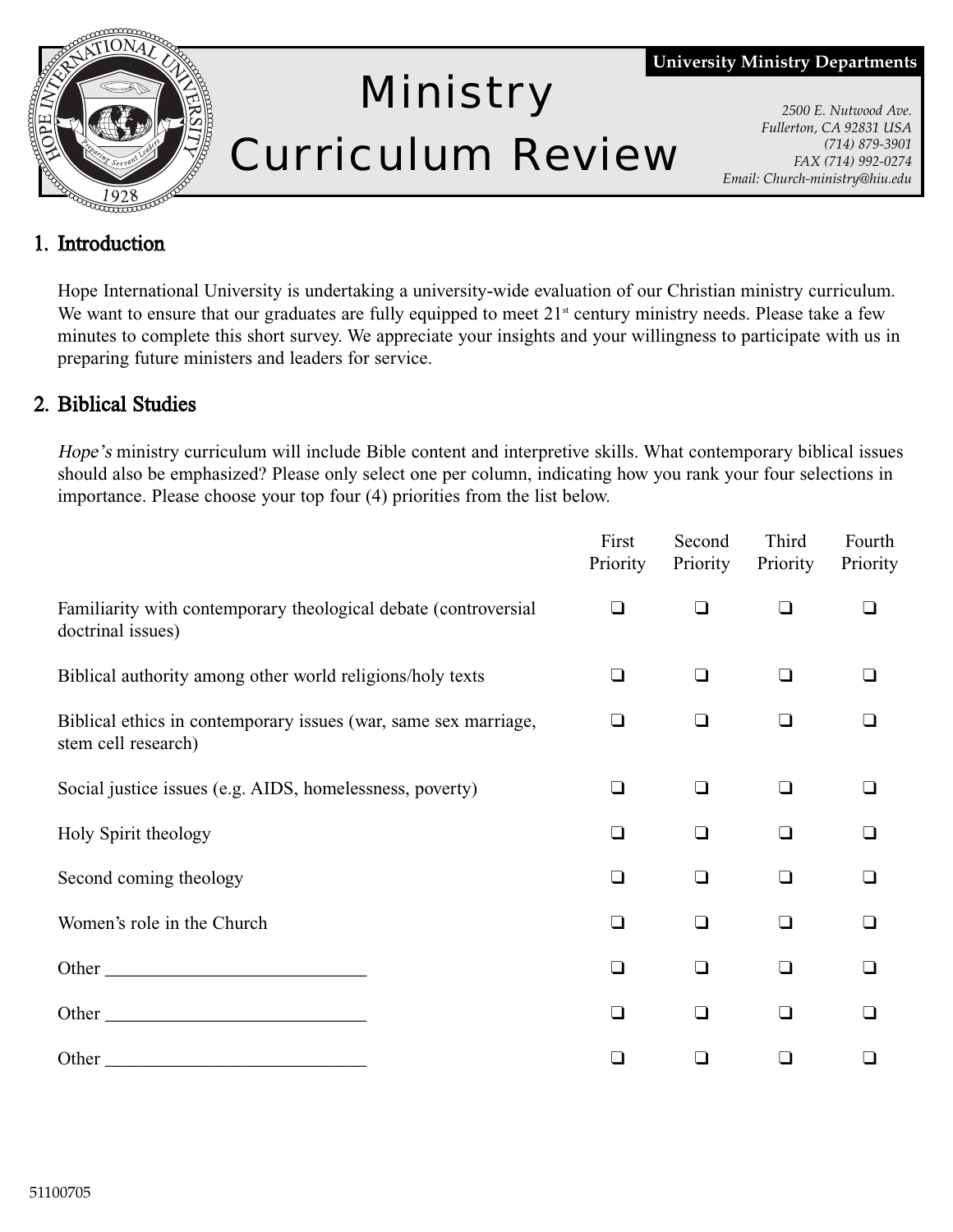# Ministry Curriculum Review

**University Ministry Departments**

*2500 E. Nutwood Ave.*
*Fullerton, CA 92831 USA*
*(714) 879-3901*
*FAX (714) 992-0274*
*Email: Church-ministry@hiu.edu*

## 1. Introduction

Hope International University is undertaking a university-wide evaluation of our Christian ministry curriculum. We want to ensure that our graduates are fully equipped to meet 21st century ministry needs. Please take a few minutes to complete this short survey. We appreciate your insights and your willingness to participate with us in preparing future ministers and leaders for service.

## 2. Biblical Studies

*Hope's* ministry curriculum will include Bible content and interpretive skills. What contemporary biblical issues should also be emphasized? Please only select one per column, indicating how you rank your four selections in importance. Please choose your top four (4) priorities from the list below.

| | First Priority | Second Priority | Third Priority | Fourth Priority |
|---|---|---|---|---|
| Familiarity with contemporary theological debate (controversial doctrinal issues) | ❑ | ❑ | ❑ | ❑ |
| Biblical authority among other world religions/holy texts | ❑ | ❑ | ❑ | ❑ |
| Biblical ethics in contemporary issues (war, same sex marriage, stem cell research) | ❑ | ❑ | ❑ | ❑ |
| Social justice issues (e.g. AIDS, homelessness, poverty) | ❑ | ❑ | ❑ | ❑ |
| Holy Spirit theology | ❑ | ❑ | ❑ | ❑ |
| Second coming theology | ❑ | ❑ | ❑ | ❑ |
| Women's role in the Church | ❑ | ❑ | ❑ | ❑ |
| Other ____________________________ | ❑ | ❑ | ❑ | ❑ |
| Other ____________________________ | ❑ | ❑ | ❑ | ❑ |
| Other ____________________________ | ❑ | ❑ | ❑ | ❑ |

51100705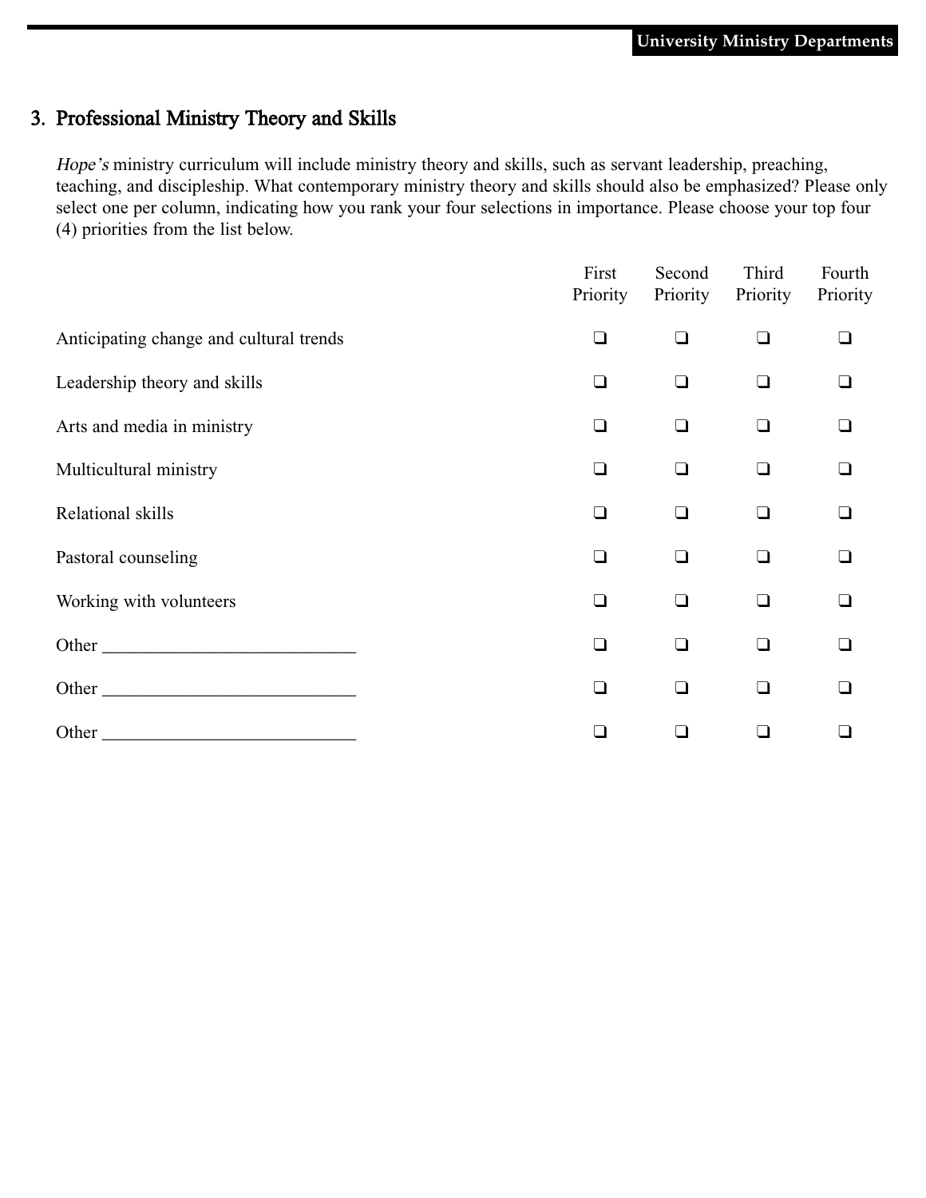## 3. Professional Ministry Theory and Skills

*Hope's* ministry curriculum will include ministry theory and skills, such as servant leadership, preaching, teaching, and discipleship. What contemporary ministry theory and skills should also be emphasized? Please only select one per column, indicating how you rank your four selections in importance. Please choose your top four (4) priorities from the list below.

| | First Priority | Second Priority | Third Priority | Fourth Priority |
|---|---|---|---|---|
| Anticipating change and cultural trends | ❑ | ❑ | ❑ | ❑ |
| Leadership theory and skills | ❑ | ❑ | ❑ | ❑ |
| Arts and media in ministry | ❑ | ❑ | ❑ | ❑ |
| Multicultural ministry | ❑ | ❑ | ❑ | ❑ |
| Relational skills | ❑ | ❑ | ❑ | ❑ |
| Pastoral counseling | ❑ | ❑ | ❑ | ❑ |
| Working with volunteers | ❑ | ❑ | ❑ | ❑ |
| Other ____________________________ | ❑ | ❑ | ❑ | ❑ |
| Other ____________________________ | ❑ | ❑ | ❑ | ❑ |
| Other ____________________________ | ❑ | ❑ | ❑ | ❑ |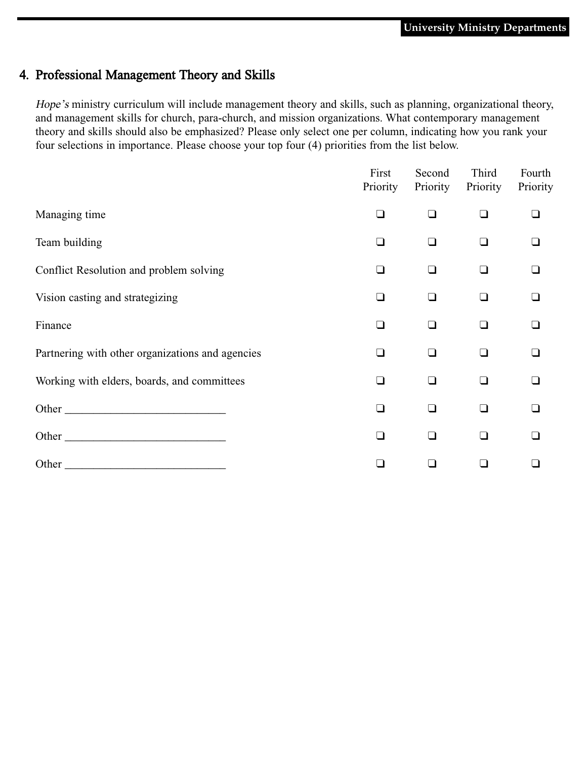## 4. Professional Management Theory and Skills

*Hope's* ministry curriculum will include management theory and skills, such as planning, organizational theory, and management skills for church, para-church, and mission organizations. What contemporary management theory and skills should also be emphasized? Please only select one per column, indicating how you rank your four selections in importance. Please choose your top four (4) priorities from the list below.

| | First Priority | Second Priority | Third Priority | Fourth Priority |
|---|---|---|---|---|
| Managing time | ❏ | ❏ | ❏ | ❏ |
| Team building | ❏ | ❏ | ❏ | ❏ |
| Conflict Resolution and problem solving | ❏ | ❏ | ❏ | ❏ |
| Vision casting and strategizing | ❏ | ❏ | ❏ | ❏ |
| Finance | ❏ | ❏ | ❏ | ❏ |
| Partnering with other organizations and agencies | ❏ | ❏ | ❏ | ❏ |
| Working with elders, boards, and committees | ❏ | ❏ | ❏ | ❏ |
| Other ____________________________ | ❏ | ❏ | ❏ | ❏ |
| Other ____________________________ | ❏ | ❏ | ❏ | ❏ |
| Other ____________________________ | ❏ | ❏ | ❏ | ❏ |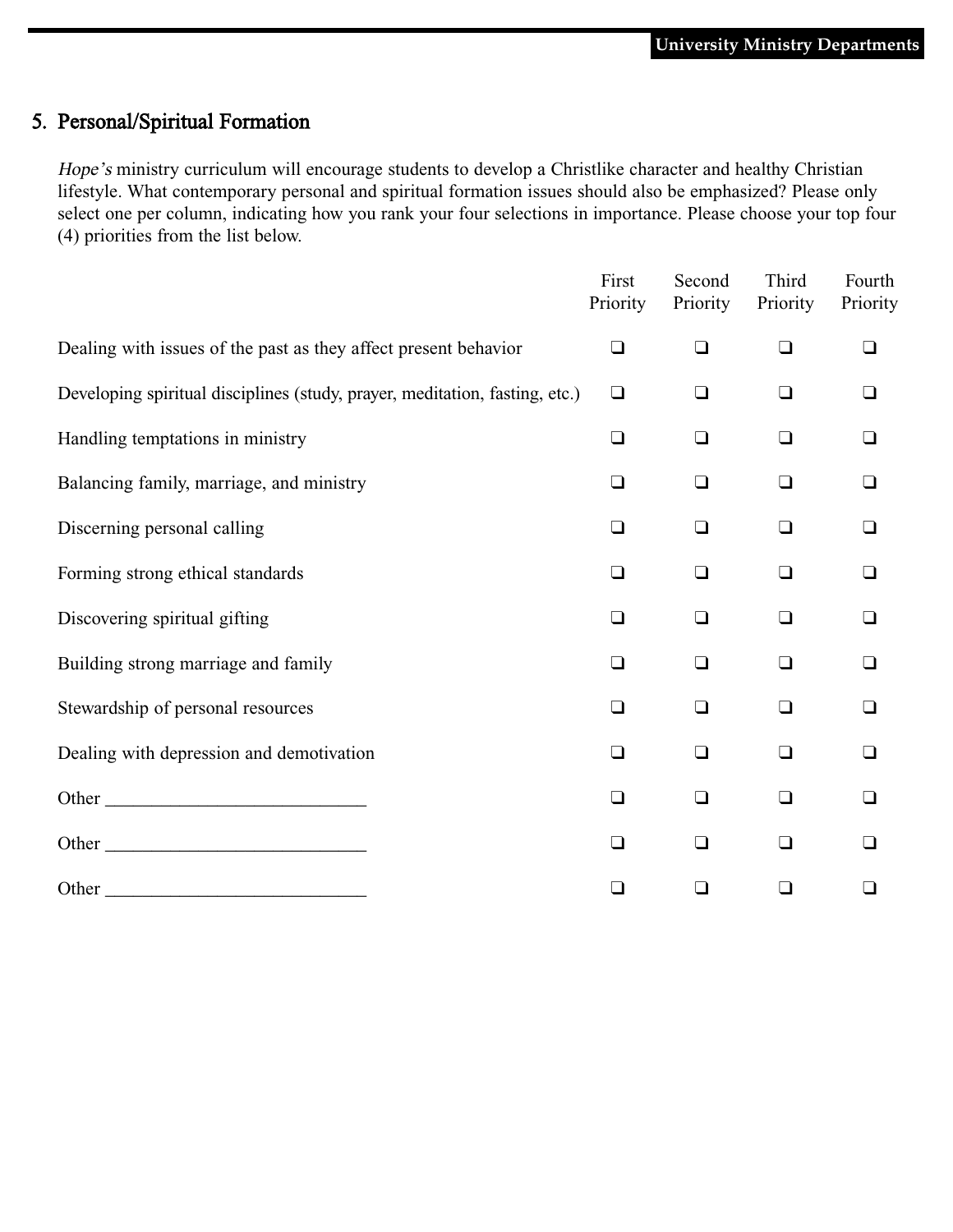## 5. Personal/Spiritual Formation

*Hope's* ministry curriculum will encourage students to develop a Christlike character and healthy Christian lifestyle. What contemporary personal and spiritual formation issues should also be emphasized? Please only select one per column, indicating how you rank your four selections in importance. Please choose your top four (4) priorities from the list below.

| | First Priority | Second Priority | Third Priority | Fourth Priority |
|---|---|---|---|---|
| Dealing with issues of the past as they affect present behavior | ❑ | ❑ | ❑ | ❑ |
| Developing spiritual disciplines (study, prayer, meditation, fasting, etc.) | ❑ | ❑ | ❑ | ❑ |
| Handling temptations in ministry | ❑ | ❑ | ❑ | ❑ |
| Balancing family, marriage, and ministry | ❑ | ❑ | ❑ | ❑ |
| Discerning personal calling | ❑ | ❑ | ❑ | ❑ |
| Forming strong ethical standards | ❑ | ❑ | ❑ | ❑ |
| Discovering spiritual gifting | ❑ | ❑ | ❑ | ❑ |
| Building strong marriage and family | ❑ | ❑ | ❑ | ❑ |
| Stewardship of personal resources | ❑ | ❑ | ❑ | ❑ |
| Dealing with depression and demotivation | ❑ | ❑ | ❑ | ❑ |
| Other ____________________________ | ❑ | ❑ | ❑ | ❑ |
| Other ____________________________ | ❑ | ❑ | ❑ | ❑ |
| Other ____________________________ | ❑ | ❑ | ❑ | ❑ |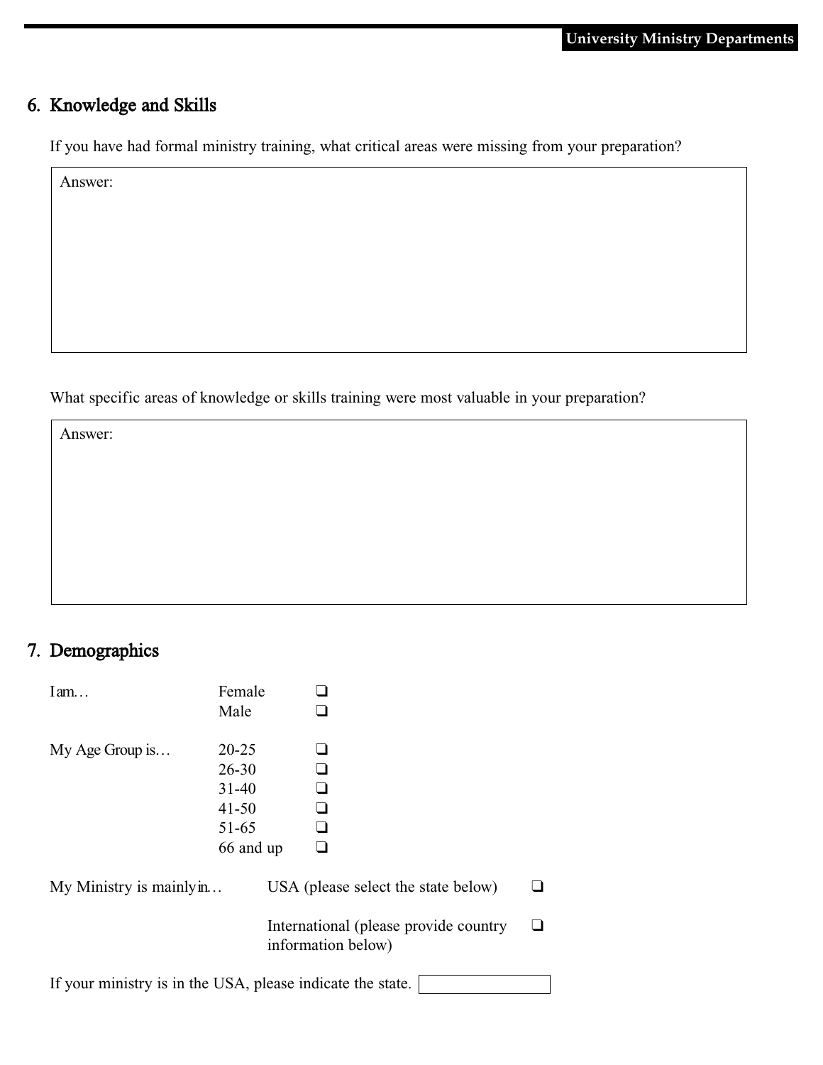## 6. Knowledge and Skills

If you have had formal ministry training, what critical areas were missing from your preparation?

Answer:

What specific areas of knowledge or skills training were most valuable in your preparation?

Answer:

## 7. Demographics

I am…

- Female ❑
- Male ❑

My Age Group is…

- 20-25 ❑
- 26-30 ❑
- 31-40 ❑
- 41-50 ❑
- 51-65 ❑
- 66 and up ❑

My Ministry is mainly in…

- USA (please select the state below) ❑
- International (please provide country information below) ❑

If your ministry is in the USA, please indicate the state. ____________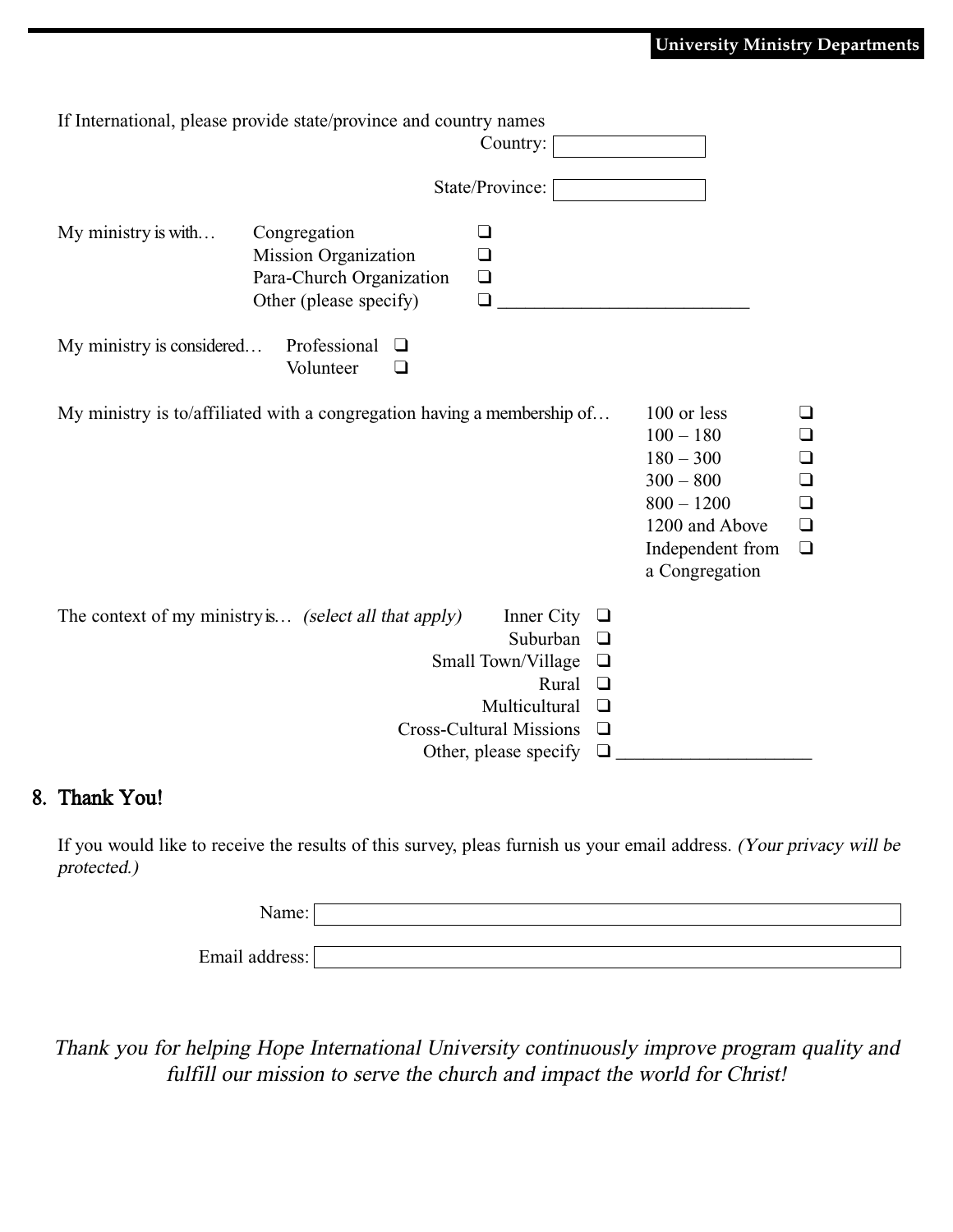If International, please provide state/province and country names

Country: ____________

State/Province: ____________

My ministry is with…

- Congregation ❑
- Mission Organization ❑
- Para-Church Organization ❑
- Other (please specify) ❑ ___________________________

My ministry is considered…

- Professional ❑
- Volunteer ❑

My ministry is to/affiliated with a congregation having a membership of…

- 100 or less ❑
- 100 – 180 ❑
- 180 – 300 ❑
- 300 – 800 ❑
- 800 – 1200 ❑
- 1200 and Above ❑
- Independent from a Congregation ❑

The context of my ministry is… *(select all that apply)*

- Inner City ❑
- Suburban ❑
- Small Town/Village ❑
- Rural ❑
- Multicultural ❑
- Cross-Cultural Missions ❑
- Other, please specify ❑ _____________________

## 8. Thank You!

If you would like to receive the results of this survey, pleas furnish us your email address. *(Your privacy will be protected.)*

Name: ____________________________________________

Email address: ____________________________________________

*Thank you for helping Hope International University continuously improve program quality and fulfill our mission to serve the church and impact the world for Christ!*